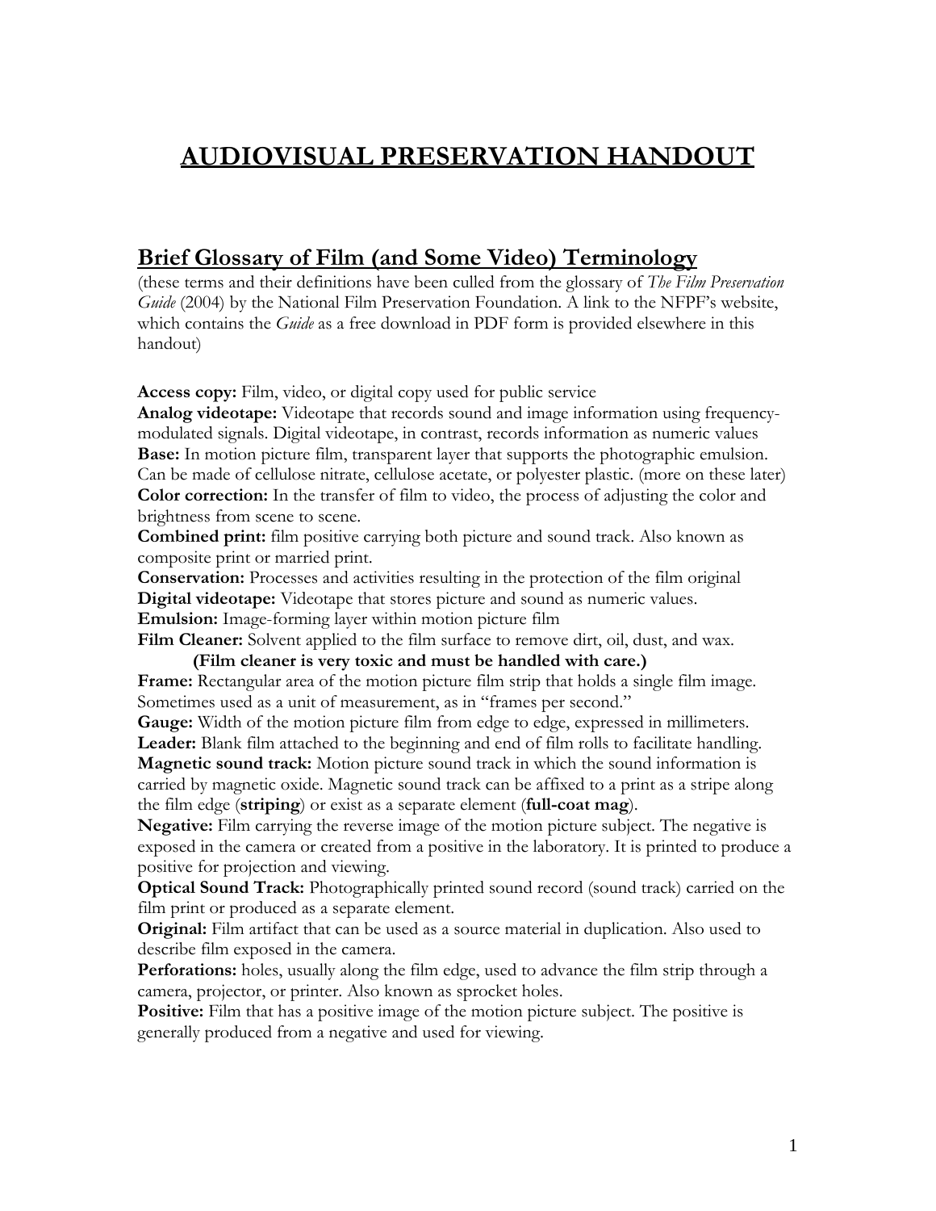# AUDIOVISUAL PRESERVATION HANDOUT

## Brief Glossary of Film (and Some Video) Terminology

(these terms and their definitions have been culled from the glossary of *The Film Preservation Guide* (2004) by the National Film Preservation Foundation. A link to the NFPF's website, which contains the *Guide* as a free download in PDF form is provided elsewhere in this handout)

**Access copy:** Film, video, or digital copy used for public service
**Analog videotape:** Videotape that records sound and image information using frequency-modulated signals. Digital videotape, in contrast, records information as numeric values
**Base:** In motion picture film, transparent layer that supports the photographic emulsion. Can be made of cellulose nitrate, cellulose acetate, or polyester plastic. (more on these later)
**Color correction:** In the transfer of film to video, the process of adjusting the color and brightness from scene to scene.
**Combined print:** film positive carrying both picture and sound track. Also known as composite print or married print.
**Conservation:** Processes and activities resulting in the protection of the film original
**Digital videotape:** Videotape that stores picture and sound as numeric values.
**Emulsion:** Image-forming layer within motion picture film
**Film Cleaner:** Solvent applied to the film surface to remove dirt, oil, dust, and wax.
**(Film cleaner is very toxic and must be handled with care.)**
**Frame:** Rectangular area of the motion picture film strip that holds a single film image. Sometimes used as a unit of measurement, as in "frames per second."
**Gauge:** Width of the motion picture film from edge to edge, expressed in millimeters.
**Leader:** Blank film attached to the beginning and end of film rolls to facilitate handling.
**Magnetic sound track:** Motion picture sound track in which the sound information is carried by magnetic oxide. Magnetic sound track can be affixed to a print as a stripe along the film edge (**striping**) or exist as a separate element (**full-coat mag**).
**Negative:** Film carrying the reverse image of the motion picture subject. The negative is exposed in the camera or created from a positive in the laboratory. It is printed to produce a positive for projection and viewing.
**Optical Sound Track:** Photographically printed sound record (sound track) carried on the film print or produced as a separate element.
**Original:** Film artifact that can be used as a source material in duplication. Also used to describe film exposed in the camera.
**Perforations:** holes, usually along the film edge, used to advance the film strip through a camera, projector, or printer. Also known as sprocket holes.
**Positive:** Film that has a positive image of the motion picture subject. The positive is generally produced from a negative and used for viewing.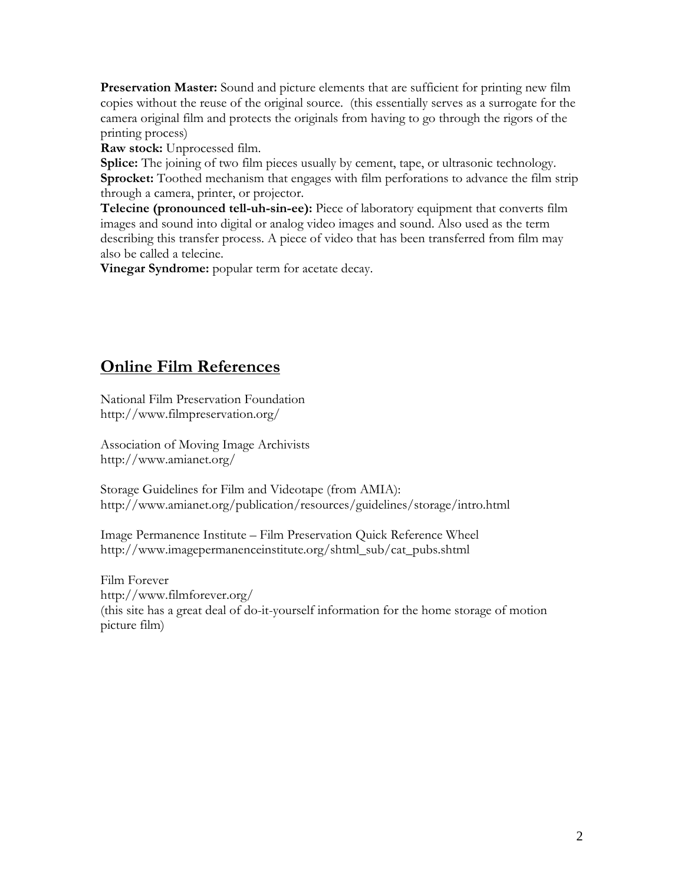**Preservation Master:** Sound and picture elements that are sufficient for printing new film copies without the reuse of the original source. (this essentially serves as a surrogate for the camera original film and protects the originals from having to go through the rigors of the printing process)

**Raw stock:** Unprocessed film.

**Splice:** The joining of two film pieces usually by cement, tape, or ultrasonic technology.

**Sprocket:** Toothed mechanism that engages with film perforations to advance the film strip through a camera, printer, or projector.

**Telecine (pronounced tell-uh-sin-ee):** Piece of laboratory equipment that converts film images and sound into digital or analog video images and sound. Also used as the term describing this transfer process. A piece of video that has been transferred from film may also be called a telecine.

**Vinegar Syndrome:** popular term for acetate decay.

## Online Film References

National Film Preservation Foundation
http://www.filmpreservation.org/

Association of Moving Image Archivists
http://www.amianet.org/

Storage Guidelines for Film and Videotape (from AMIA):
http://www.amianet.org/publication/resources/guidelines/storage/intro.html

Image Permanence Institute – Film Preservation Quick Reference Wheel
http://www.imagepermanenceinstitute.org/shtml_sub/cat_pubs.shtml

Film Forever
http://www.filmforever.org/
(this site has a great deal of do-it-yourself information for the home storage of motion picture film)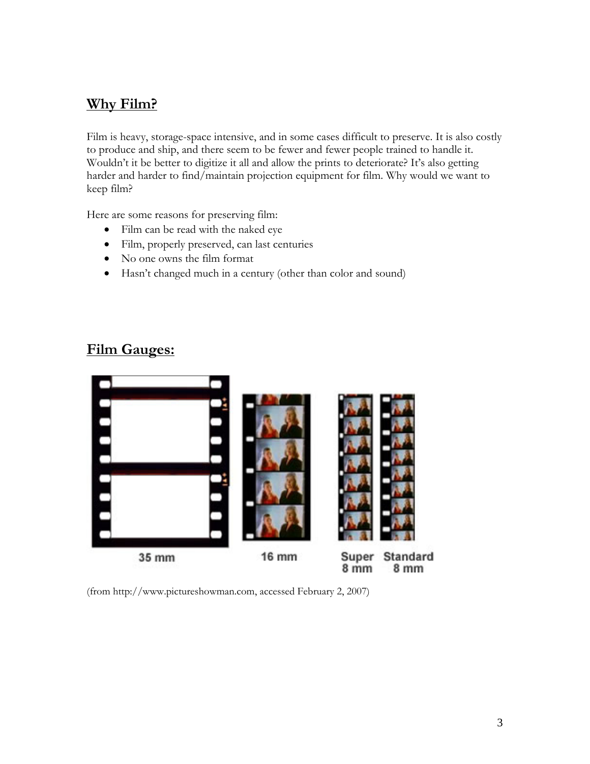## Why Film?

Film is heavy, storage-space intensive, and in some cases difficult to preserve. It is also costly to produce and ship, and there seem to be fewer and fewer people trained to handle it. Wouldn't it be better to digitize it all and allow the prints to deteriorate? It's also getting harder and harder to find/maintain projection equipment for film. Why would we want to keep film?

Here are some reasons for preserving film:

- Film can be read with the naked eye
- Film, properly preserved, can last centuries
- No one owns the film format
- Hasn't changed much in a century (other than color and sound)

## Film Gauges:

35 mm 16 mm Super 8 mm Standard 8 mm

(from http://www.pictureshowman.com, accessed February 2, 2007)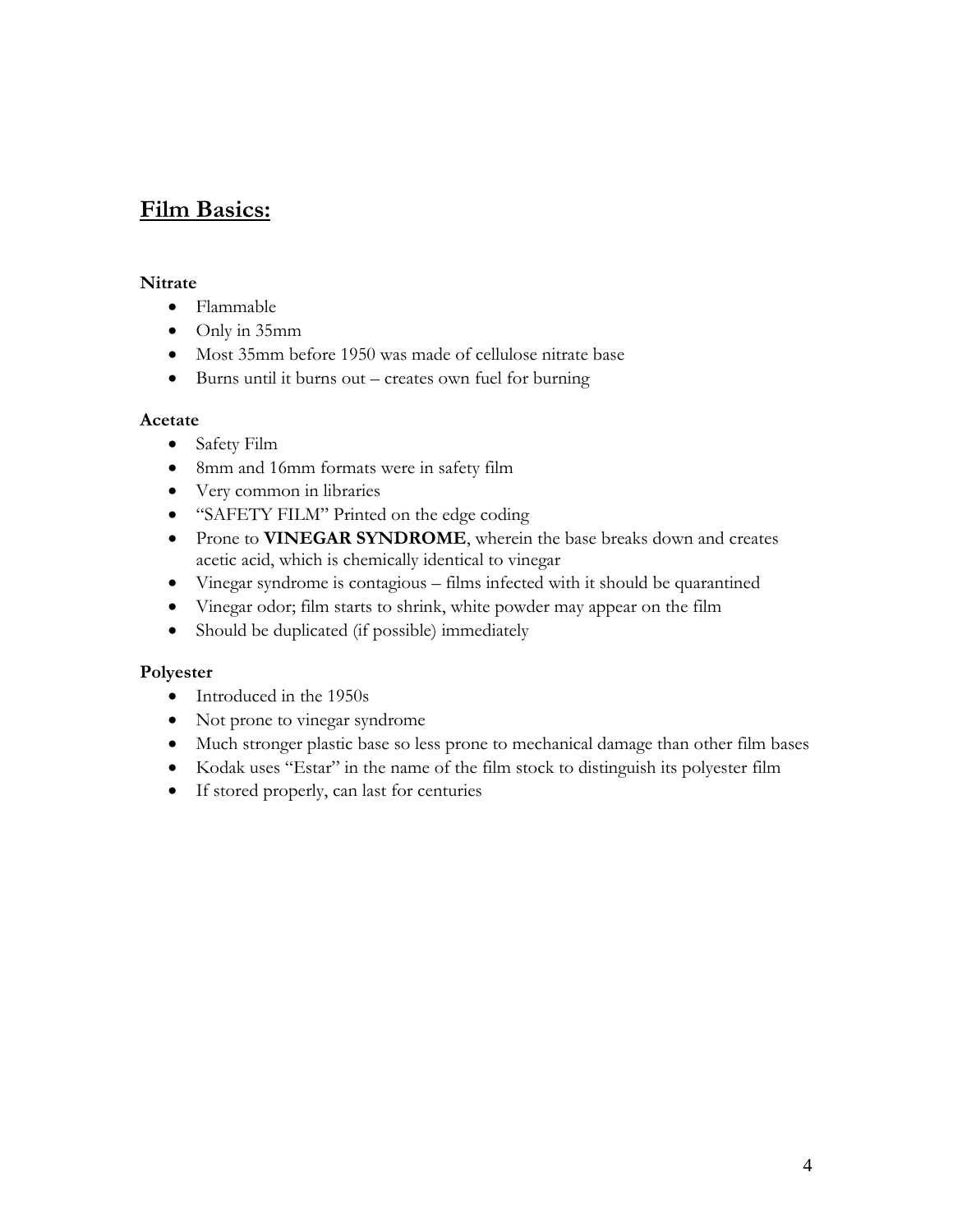## **Film Basics:**

**Nitrate**

- Flammable
- Only in 35mm
- Most 35mm before 1950 was made of cellulose nitrate base
- Burns until it burns out – creates own fuel for burning

**Acetate**

- Safety Film
- 8mm and 16mm formats were in safety film
- Very common in libraries
- "SAFETY FILM" Printed on the edge coding
- Prone to **VINEGAR SYNDROME**, wherein the base breaks down and creates acetic acid, which is chemically identical to vinegar
- Vinegar syndrome is contagious – films infected with it should be quarantined
- Vinegar odor; film starts to shrink, white powder may appear on the film
- Should be duplicated (if possible) immediately

**Polyester**

- Introduced in the 1950s
- Not prone to vinegar syndrome
- Much stronger plastic base so less prone to mechanical damage than other film bases
- Kodak uses "Estar" in the name of the film stock to distinguish its polyester film
- If stored properly, can last for centuries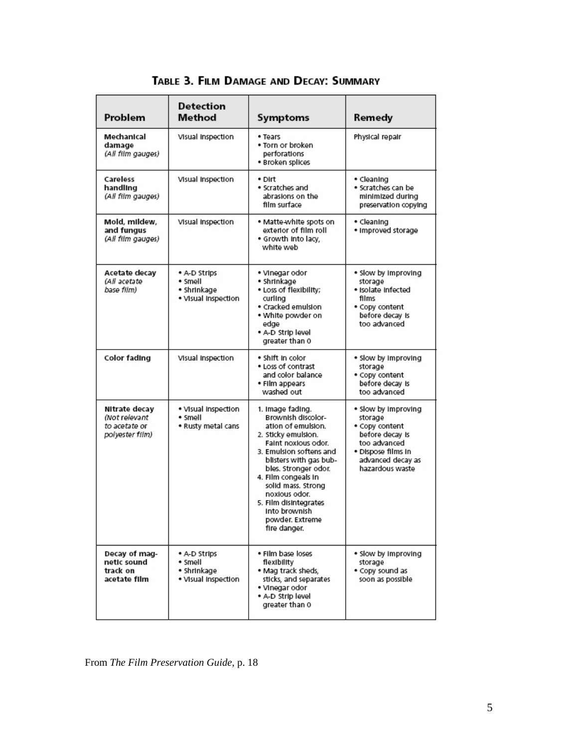## Table 3. Film Damage and Decay: Summary

| Problem | Detection Method | Symptoms | Remedy |
|---|---|---|---|
| **Mechanical damage** *(All film gauges)* | Visual inspection | • Tears<br>• Torn or broken perforations<br>• Broken splices | Physical repair |
| **Careless handling** *(All film gauges)* | Visual inspection | • Dirt<br>• Scratches and abrasions on the film surface | • Cleaning<br>• Scratches can be minimized during preservation copying |
| **Mold, mildew, and fungus** *(All film gauges)* | Visual inspection | • Matte-white spots on exterior of film roll<br>• Growth into lacy, white web | • Cleaning<br>• Improved storage |
| **Acetate decay** *(All acetate base film)* | • A-D Strips<br>• Smell<br>• Shrinkage<br>• Visual inspection | • Vinegar odor<br>• Shrinkage<br>• Loss of flexibility; curling<br>• Cracked emulsion<br>• White powder on edge<br>• A-D strip level greater than 0 | • Slow by improving storage<br>• Isolate infected films<br>• Copy content before decay is too advanced |
| **Color fading** | Visual inspection | • Shift in color<br>• Loss of contrast and color balance<br>• Film appears washed out | • Slow by improving storage<br>• Copy content before decay is too advanced |
| **Nitrate decay** *(Not relevant to acetate or polyester film)* | • Visual inspection<br>• Smell<br>• Rusty metal cans | 1. Image fading. Brownish discoloration of emulsion.<br>2. Sticky emulsion. Faint noxious odor.<br>3. Emulsion softens and blisters with gas bubbles. Stronger odor.<br>4. Film congeals in solid mass. Strong noxious odor.<br>5. Film disintegrates into brownish powder. Extreme fire danger. | • Slow by improving storage<br>• Copy content before decay is too advanced<br>• Dispose films in advanced decay as hazardous waste |
| **Decay of magnetic sound track on acetate film** | • A-D Strips<br>• Smell<br>• Shrinkage<br>• Visual inspection | • Film base loses flexibility<br>• Mag track sheds, sticks, and separates<br>• Vinegar odor<br>• A-D strip level greater than 0 | • Slow by improving storage<br>• Copy sound as soon as possible |

From *The Film Preservation Guide*, p. 18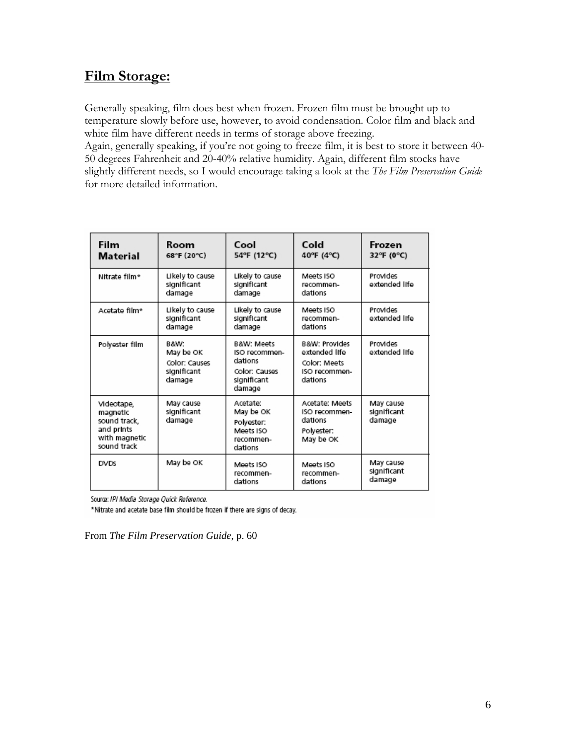## **Film Storage:**

Generally speaking, film does best when frozen. Frozen film must be brought up to temperature slowly before use, however, to avoid condensation. Color film and black and white film have different needs in terms of storage above freezing.
Again, generally speaking, if you're not going to freeze film, it is best to store it between 40-50 degrees Fahrenheit and 20-40% relative humidity. Again, different film stocks have slightly different needs, so I would encourage taking a look at the *The Film Preservation Guide* for more detailed information.

| Film Material | Room 68°F (20°C) | Cool 54°F (12°C) | Cold 40°F (4°C) | Frozen 32°F (0°C) |
|---|---|---|---|---|
| Nitrate film* | Likely to cause significant damage | Likely to cause significant damage | Meets ISO recommendations | Provides extended life |
| Acetate film* | Likely to cause significant damage | Likely to cause significant damage | Meets ISO recommendations | Provides extended life |
| Polyester film | B&W: May be OK Color: Causes significant damage | B&W: Meets ISO recommendations Color: Causes significant damage | B&W: Provides extended life Color: Meets ISO recommendations | Provides extended life |
| Videotape, magnetic sound track, and prints with magnetic sound track | May cause significant damage | Acetate: May be OK Polyester: Meets ISO recommendations | Acetate: Meets ISO recommendations Polyester: May be OK | May cause significant damage |
| DVDs | May be OK | Meets ISO recommendations | Meets ISO recommendations | May cause significant damage |

Source: *IPI Media Storage Quick Reference.*

*Nitrate and acetate base film should be frozen if there are signs of decay.

From *The Film Preservation Guide,* p. 60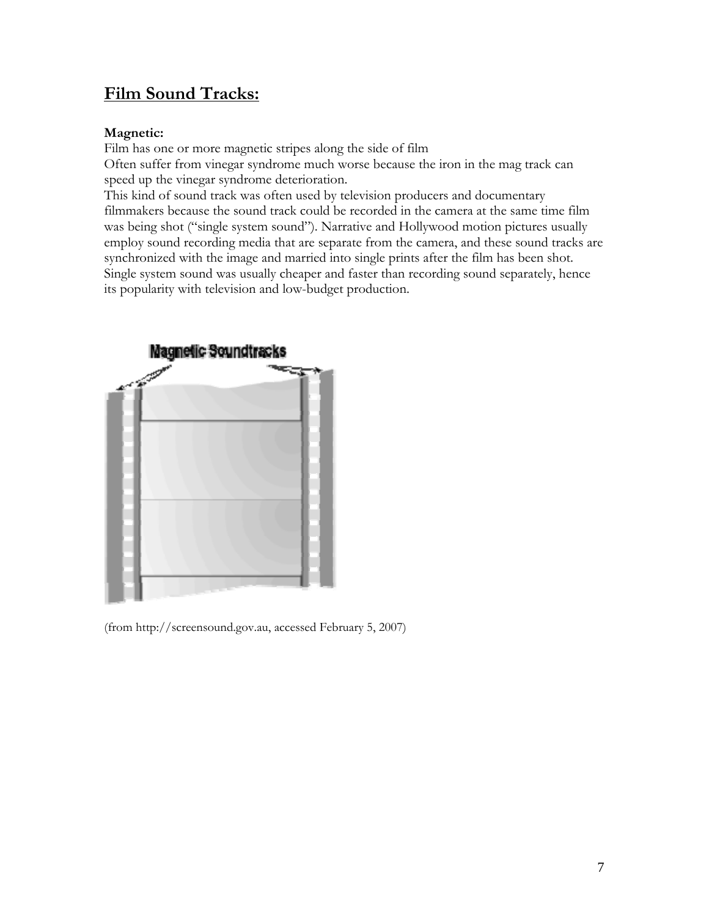## Film Sound Tracks:

**Magnetic:**

Film has one or more magnetic stripes along the side of film
Often suffer from vinegar syndrome much worse because the iron in the mag track can speed up the vinegar syndrome deterioration.
This kind of sound track was often used by television producers and documentary filmmakers because the sound track could be recorded in the camera at the same time film was being shot ("single system sound"). Narrative and Hollywood motion pictures usually employ sound recording media that are separate from the camera, and these sound tracks are synchronized with the image and married into single prints after the film has been shot. Single system sound was usually cheaper and faster than recording sound separately, hence its popularity with television and low-budget production.

Magnetic Soundtracks

(from http://screensound.gov.au, accessed February 5, 2007)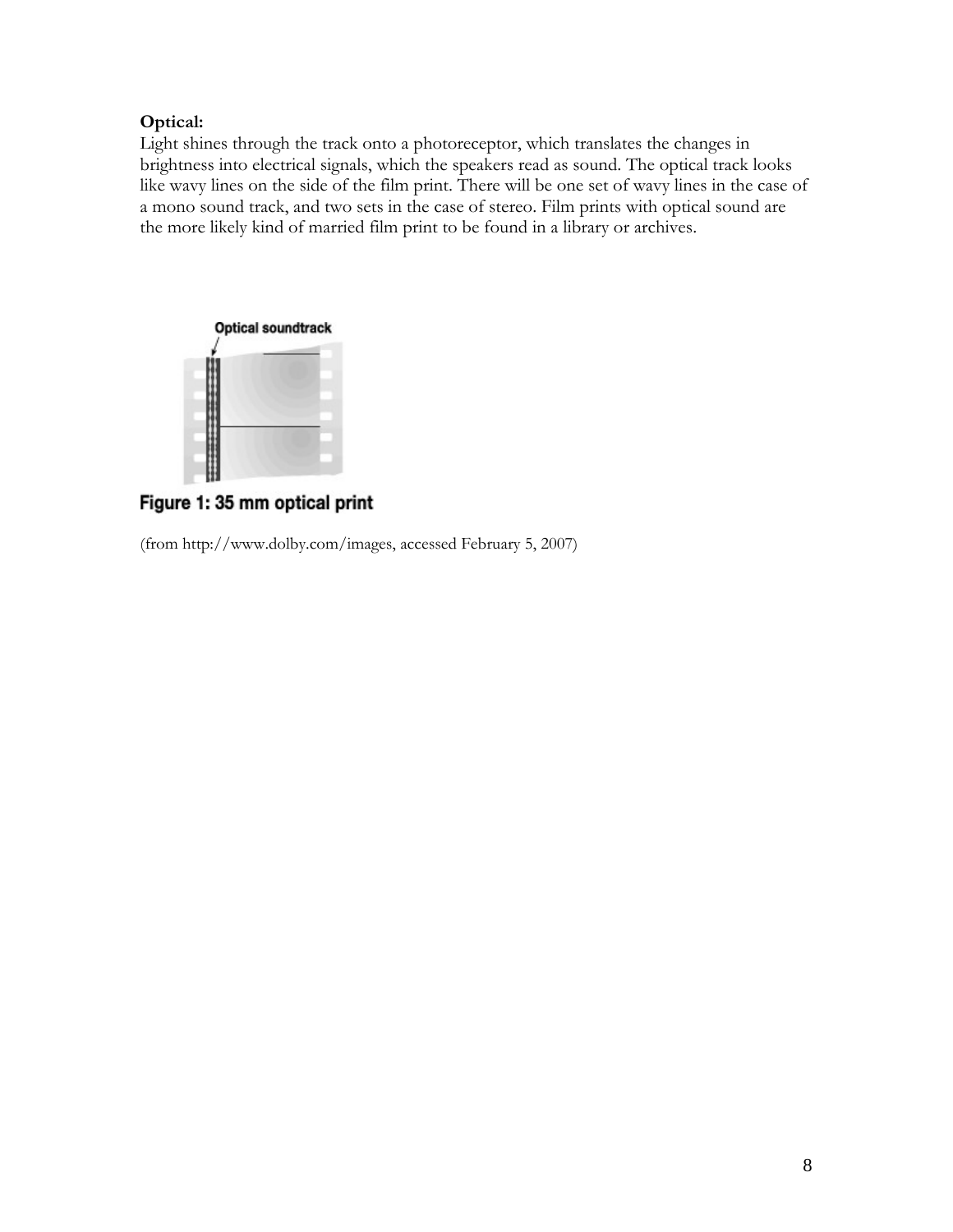**Optical:**
Light shines through the track onto a photoreceptor, which translates the changes in brightness into electrical signals, which the speakers read as sound. The optical track looks like wavy lines on the side of the film print. There will be one set of wavy lines in the case of a mono sound track, and two sets in the case of stereo. Film prints with optical sound are the more likely kind of married film print to be found in a library or archives.

Figure 1: 35 mm optical print

(from http://www.dolby.com/images, accessed February 5, 2007)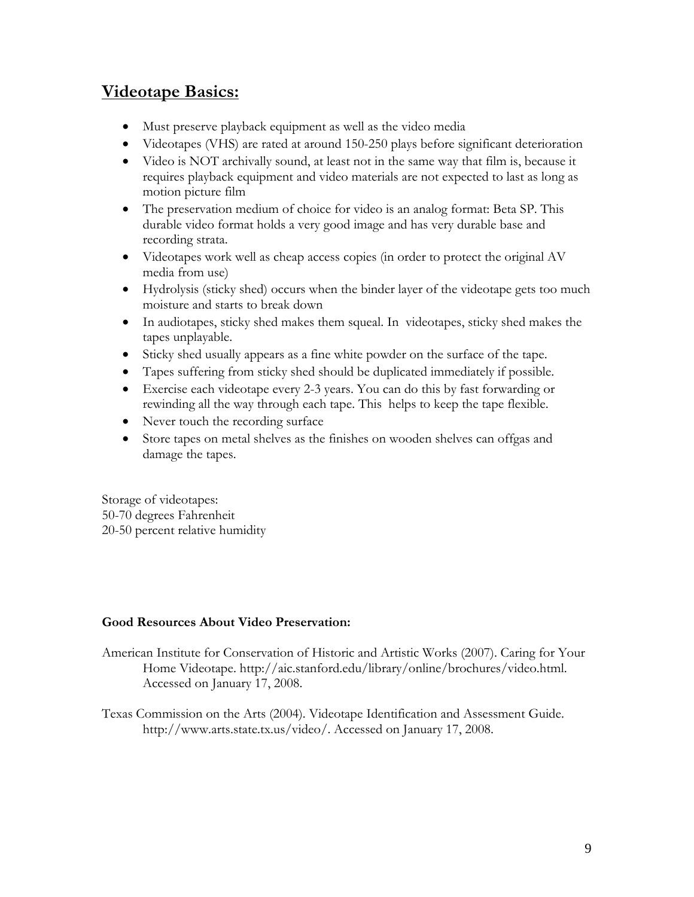## Videotape Basics:

- Must preserve playback equipment as well as the video media
- Videotapes (VHS) are rated at around 150-250 plays before significant deterioration
- Video is NOT archivally sound, at least not in the same way that film is, because it requires playback equipment and video materials are not expected to last as long as motion picture film
- The preservation medium of choice for video is an analog format: Beta SP. This durable video format holds a very good image and has very durable base and recording strata.
- Videotapes work well as cheap access copies (in order to protect the original AV media from use)
- Hydrolysis (sticky shed) occurs when the binder layer of the videotape gets too much moisture and starts to break down
- In audiotapes, sticky shed makes them squeal. In videotapes, sticky shed makes the tapes unplayable.
- Sticky shed usually appears as a fine white powder on the surface of the tape.
- Tapes suffering from sticky shed should be duplicated immediately if possible.
- Exercise each videotape every 2-3 years. You can do this by fast forwarding or rewinding all the way through each tape. This helps to keep the tape flexible.
- Never touch the recording surface
- Store tapes on metal shelves as the finishes on wooden shelves can offgas and damage the tapes.

Storage of videotapes:
50-70 degrees Fahrenheit
20-50 percent relative humidity

**Good Resources About Video Preservation:**

American Institute for Conservation of Historic and Artistic Works (2007). Caring for Your Home Videotape. http://aic.stanford.edu/library/online/brochures/video.html. Accessed on January 17, 2008.

Texas Commission on the Arts (2004). Videotape Identification and Assessment Guide. http://www.arts.state.tx.us/video/. Accessed on January 17, 2008.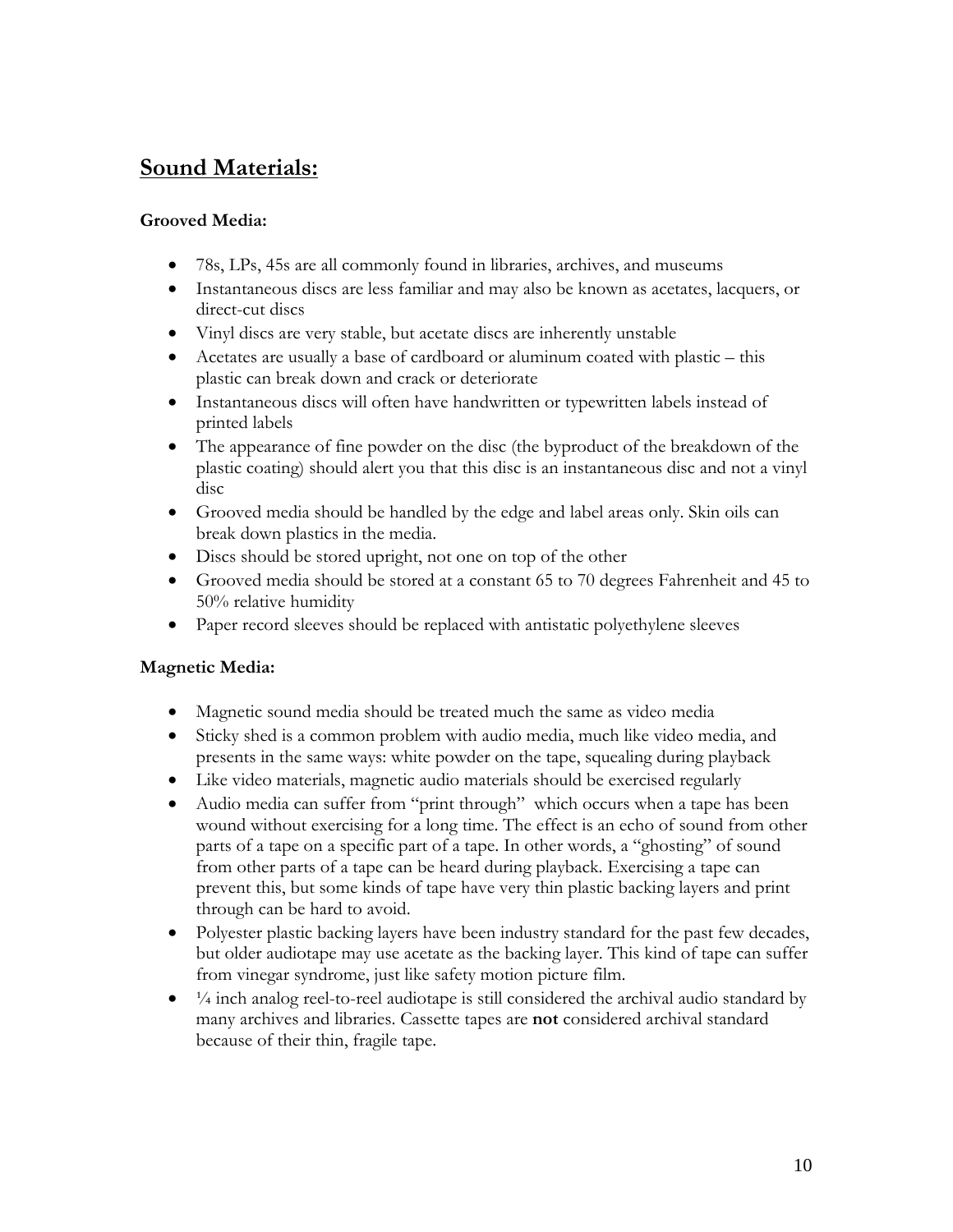## Sound Materials:

### Grooved Media:

- 78s, LPs, 45s are all commonly found in libraries, archives, and museums
- Instantaneous discs are less familiar and may also be known as acetates, lacquers, or direct-cut discs
- Vinyl discs are very stable, but acetate discs are inherently unstable
- Acetates are usually a base of cardboard or aluminum coated with plastic – this plastic can break down and crack or deteriorate
- Instantaneous discs will often have handwritten or typewritten labels instead of printed labels
- The appearance of fine powder on the disc (the byproduct of the breakdown of the plastic coating) should alert you that this disc is an instantaneous disc and not a vinyl disc
- Grooved media should be handled by the edge and label areas only. Skin oils can break down plastics in the media.
- Discs should be stored upright, not one on top of the other
- Grooved media should be stored at a constant 65 to 70 degrees Fahrenheit and 45 to 50% relative humidity
- Paper record sleeves should be replaced with antistatic polyethylene sleeves

### Magnetic Media:

- Magnetic sound media should be treated much the same as video media
- Sticky shed is a common problem with audio media, much like video media, and presents in the same ways: white powder on the tape, squealing during playback
- Like video materials, magnetic audio materials should be exercised regularly
- Audio media can suffer from "print through" which occurs when a tape has been wound without exercising for a long time. The effect is an echo of sound from other parts of a tape on a specific part of a tape. In other words, a "ghosting" of sound from other parts of a tape can be heard during playback. Exercising a tape can prevent this, but some kinds of tape have very thin plastic backing layers and print through can be hard to avoid.
- Polyester plastic backing layers have been industry standard for the past few decades, but older audiotape may use acetate as the backing layer. This kind of tape can suffer from vinegar syndrome, just like safety motion picture film.
- ¼ inch analog reel-to-reel audiotape is still considered the archival audio standard by many archives and libraries. Cassette tapes are **not** considered archival standard because of their thin, fragile tape.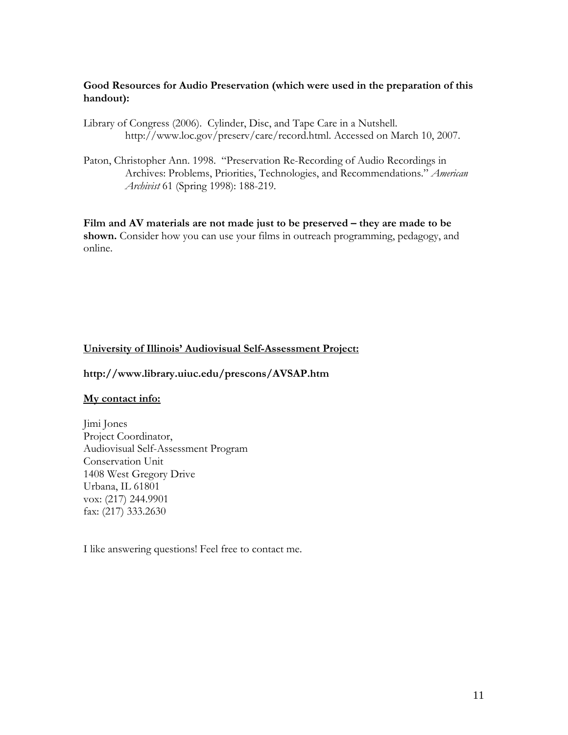**Good Resources for Audio Preservation (which were used in the preparation of this handout):**

Library of Congress (2006). Cylinder, Disc, and Tape Care in a Nutshell. http://www.loc.gov/preserv/care/record.html. Accessed on March 10, 2007.

Paton, Christopher Ann. 1998. "Preservation Re-Recording of Audio Recordings in Archives: Problems, Priorities, Technologies, and Recommendations." *American Archivist* 61 (Spring 1998): 188-219.

**Film and AV materials are not made just to be preserved – they are made to be shown.** Consider how you can use your films in outreach programming, pedagogy, and online.

**<u>University of Illinois' Audiovisual Self-Assessment Project:</u>**

**http://www.library.uiuc.edu/prescons/AVSAP.htm**

**<u>My contact info:</u>**

Jimi Jones
Project Coordinator,
Audiovisual Self-Assessment Program
Conservation Unit
1408 West Gregory Drive
Urbana, IL 61801
vox: (217) 244.9901
fax: (217) 333.2630

I like answering questions! Feel free to contact me.